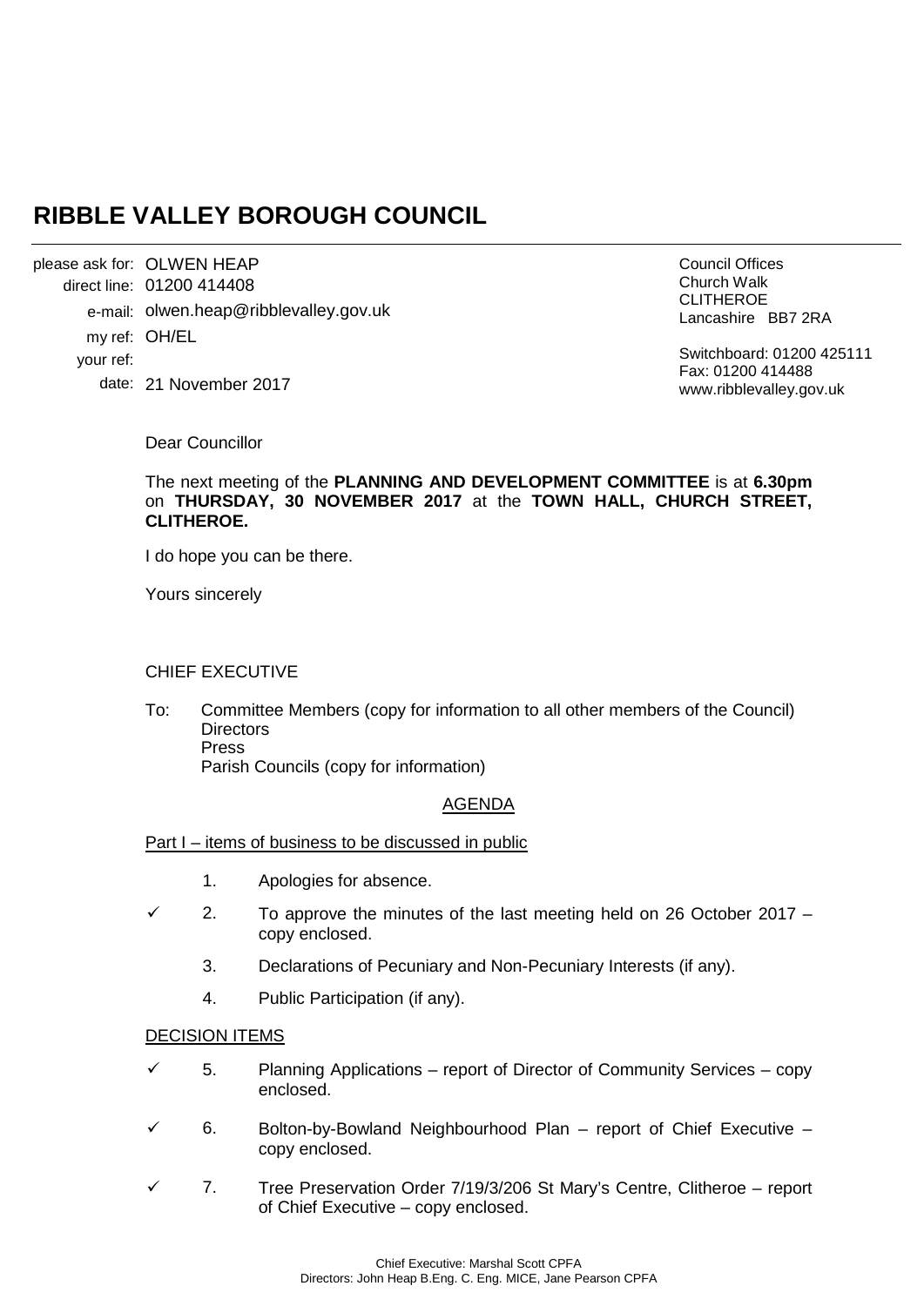# RIBBLE VALLEY BOROUGH COUNCIL

please ask for: OLWEN HEAP
direct line: 01200 414408
e-mail: olwen.heap@ribblevalley.gov.uk
my ref: OH/EL
your ref:
date: 21 November 2017

Council Offices
Church Walk
CLITHEROE
Lancashire BB7 2RA

Switchboard: 01200 425111
Fax: 01200 414488
www.ribblevalley.gov.uk

Dear Councillor

The next meeting of the **PLANNING AND DEVELOPMENT COMMITTEE** is at **6.30pm** on **THURSDAY, 30 NOVEMBER 2017** at the **TOWN HALL, CHURCH STREET, CLITHEROE.**

I do hope you can be there.

Yours sincerely

CHIEF EXECUTIVE

To: Committee Members (copy for information to all other members of the Council)
Directors
Press
Parish Councils (copy for information)

## AGENDA

Part I – items of business to be discussed in public

1. Apologies for absence.

✓ 2. To approve the minutes of the last meeting held on 26 October 2017 – copy enclosed.

3. Declarations of Pecuniary and Non-Pecuniary Interests (if any).

4. Public Participation (if any).

DECISION ITEMS

✓ 5. Planning Applications – report of Director of Community Services – copy enclosed.

✓ 6. Bolton-by-Bowland Neighbourhood Plan – report of Chief Executive – copy enclosed.

✓ 7. Tree Preservation Order 7/19/3/206 St Mary's Centre, Clitheroe – report of Chief Executive – copy enclosed.

Chief Executive: Marshal Scott CPFA
Directors: John Heap B.Eng. C. Eng. MICE, Jane Pearson CPFA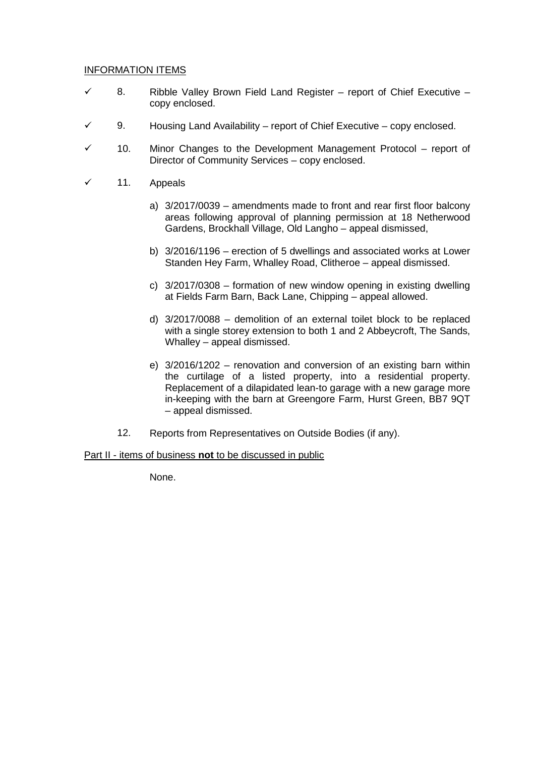INFORMATION ITEMS

- ✓ 8. Ribble Valley Brown Field Land Register – report of Chief Executive – copy enclosed.

- ✓ 9. Housing Land Availability – report of Chief Executive – copy enclosed.

- ✓ 10. Minor Changes to the Development Management Protocol – report of Director of Community Services – copy enclosed.

- ✓ 11. Appeals

  a) 3/2017/0039 – amendments made to front and rear first floor balcony areas following approval of planning permission at 18 Netherwood Gardens, Brockhall Village, Old Langho – appeal dismissed,

  b) 3/2016/1196 – erection of 5 dwellings and associated works at Lower Standen Hey Farm, Whalley Road, Clitheroe – appeal dismissed.

  c) 3/2017/0308 – formation of new window opening in existing dwelling at Fields Farm Barn, Back Lane, Chipping – appeal allowed.

  d) 3/2017/0088 – demolition of an external toilet block to be replaced with a single storey extension to both 1 and 2 Abbeycroft, The Sands, Whalley – appeal dismissed.

  e) 3/2016/1202 – renovation and conversion of an existing barn within the curtilage of a listed property, into a residential property. Replacement of a dilapidated lean-to garage with a new garage more in-keeping with the barn at Greengore Farm, Hurst Green, BB7 9QT – appeal dismissed.

- 12. Reports from Representatives on Outside Bodies (if any).

Part II - items of business **not** to be discussed in public

None.